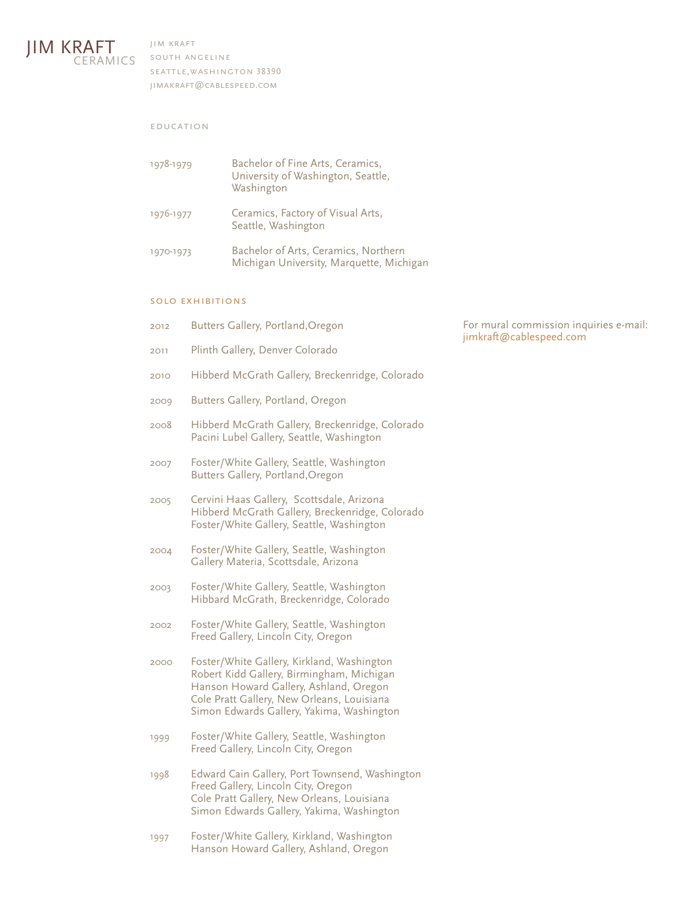# JIM KRAFT
CERAMICS

Jim Kraft
South Angeline
Seattle,Washington 38390
jimakraft@cablespeed.com

## EDUCATION

| | |
|---|---|
| 1978-1979 | Bachelor of Fine Arts, Ceramics, University of Washington, Seattle, Washington |
| 1976-1977 | Ceramics, Factory of Visual Arts, Seattle, Washington |
| 1970-1973 | Bachelor of Arts, Ceramics, Northern Michigan University, Marquette, Michigan |

## SOLO EXHIBITIONS

For mural commission inquiries e-mail: jimkraft@cablespeed.com

| | |
|---|---|
| 2012 | Butters Gallery, Portland,Oregon |
| 2011 | Plinth Gallery, Denver Colorado |
| 2010 | Hibberd McGrath Gallery, Breckenridge, Colorado |
| 2009 | Butters Gallery, Portland, Oregon |
| 2008 | Hibberd McGrath Gallery, Breckenridge, Colorado<br>Pacini Lubel Gallery, Seattle, Washington |
| 2007 | Foster/White Gallery, Seattle, Washington<br>Butters Gallery, Portland,Oregon |
| 2005 | Cervini Haas Gallery, Scottsdale, Arizona<br>Hibberd McGrath Gallery, Breckenridge, Colorado<br>Foster/White Gallery, Seattle, Washington |
| 2004 | Foster/White Gallery, Seattle, Washington<br>Gallery Materia, Scottsdale, Arizona |
| 2003 | Foster/White Gallery, Seattle, Washington<br>Hibbard McGrath, Breckenridge, Colorado |
| 2002 | Foster/White Gallery, Seattle, Washington<br>Freed Gallery, Lincoln City, Oregon |
| 2000 | Foster/White Gallery, Kirkland, Washington<br>Robert Kidd Gallery, Birmingham, Michigan<br>Hanson Howard Gallery, Ashland, Oregon<br>Cole Pratt Gallery, New Orleans, Louisiana<br>Simon Edwards Gallery, Yakima, Washington |
| 1999 | Foster/White Gallery, Seattle, Washington<br>Freed Gallery, Lincoln City, Oregon |
| 1998 | Edward Cain Gallery, Port Townsend, Washington<br>Freed Gallery, Lincoln City, Oregon<br>Cole Pratt Gallery, New Orleans, Louisiana<br>Simon Edwards Gallery, Yakima, Washington |
| 1997 | Foster/White Gallery, Kirkland, Washington<br>Hanson Howard Gallery, Ashland, Oregon |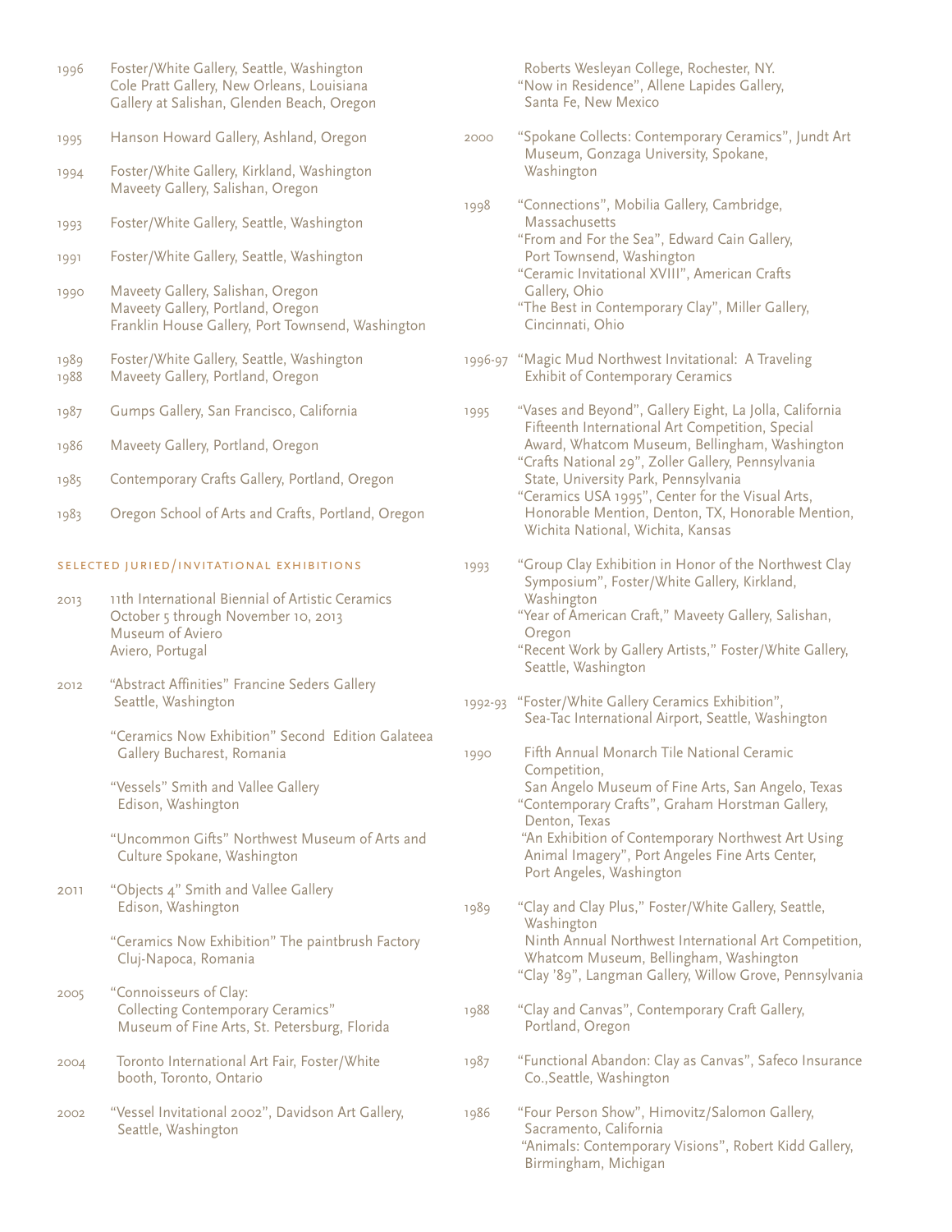1996 Foster/White Gallery, Seattle, Washington
Cole Pratt Gallery, New Orleans, Louisiana
Gallery at Salishan, Glenden Beach, Oregon

1995 Hanson Howard Gallery, Ashland, Oregon

1994 Foster/White Gallery, Kirkland, Washington
Maveety Gallery, Salishan, Oregon

1993 Foster/White Gallery, Seattle, Washington

1991 Foster/White Gallery, Seattle, Washington

1990 Maveety Gallery, Salishan, Oregon
Maveety Gallery, Portland, Oregon
Franklin House Gallery, Port Townsend, Washington

1989 Foster/White Gallery, Seattle, Washington

1988 Maveety Gallery, Portland, Oregon

1987 Gumps Gallery, San Francisco, California

1986 Maveety Gallery, Portland, Oregon

1985 Contemporary Crafts Gallery, Portland, Oregon

1983 Oregon School of Arts and Crafts, Portland, Oregon

## SELECTED JURIED/INVITATIONAL EXHIBITIONS

2013 11th International Biennial of Artistic Ceramics
October 5 through November 10, 2013
Museum of Aviero
Aviero, Portugal

2012 "Abstract Affinities" Francine Seders Gallery
Seattle, Washington

"Ceramics Now Exhibition" Second Edition Galateea Gallery Bucharest, Romania

"Vessels" Smith and Vallee Gallery
Edison, Washington

"Uncommon Gifts" Northwest Museum of Arts and Culture Spokane, Washington

2011 "Objects 4" Smith and Vallee Gallery
Edison, Washington

"Ceramics Now Exhibition" The paintbrush Factory
Cluj-Napoca, Romania

2005 "Connoisseurs of Clay:
Collecting Contemporary Ceramics"
Museum of Fine Arts, St. Petersburg, Florida

2004 Toronto International Art Fair, Foster/White booth, Toronto, Ontario

2002 "Vessel Invitational 2002", Davidson Art Gallery, Seattle, Washington

Roberts Wesleyan College, Rochester, NY.
"Now in Residence", Allene Lapides Gallery, Santa Fe, New Mexico

2000 "Spokane Collects: Contemporary Ceramics", Jundt Art Museum, Gonzaga University, Spokane, Washington

1998 "Connections", Mobilia Gallery, Cambridge, Massachusetts
"From and For the Sea", Edward Cain Gallery, Port Townsend, Washington
"Ceramic Invitational XVIII", American Crafts Gallery, Ohio
"The Best in Contemporary Clay", Miller Gallery, Cincinnati, Ohio

1996-97 "Magic Mud Northwest Invitational: A Traveling Exhibit of Contemporary Ceramics

1995 "Vases and Beyond", Gallery Eight, La Jolla, California
Fifteenth International Art Competition, Special Award, Whatcom Museum, Bellingham, Washington
"Crafts National 29", Zoller Gallery, Pennsylvania State, University Park, Pennsylvania
"Ceramics USA 1995", Center for the Visual Arts, Honorable Mention, Denton, TX, Honorable Mention, Wichita National, Wichita, Kansas

1993 "Group Clay Exhibition in Honor of the Northwest Clay Symposium", Foster/White Gallery, Kirkland, Washington
"Year of American Craft," Maveety Gallery, Salishan, Oregon
"Recent Work by Gallery Artists," Foster/White Gallery, Seattle, Washington

1992-93 "Foster/White Gallery Ceramics Exhibition", Sea-Tac International Airport, Seattle, Washington

1990 Fifth Annual Monarch Tile National Ceramic Competition,
San Angelo Museum of Fine Arts, San Angelo, Texas
"Contemporary Crafts", Graham Horstman Gallery, Denton, Texas
"An Exhibition of Contemporary Northwest Art Using Animal Imagery", Port Angeles Fine Arts Center, Port Angeles, Washington

1989 "Clay and Clay Plus," Foster/White Gallery, Seattle, Washington
Ninth Annual Northwest International Art Competition, Whatcom Museum, Bellingham, Washington
"Clay '89", Langman Gallery, Willow Grove, Pennsylvania

1988 "Clay and Canvas", Contemporary Craft Gallery, Portland, Oregon

1987 "Functional Abandon: Clay as Canvas", Safeco Insurance Co.,Seattle, Washington

1986 "Four Person Show", Himovitz/Salomon Gallery, Sacramento, California
"Animals: Contemporary Visions", Robert Kidd Gallery, Birmingham, Michigan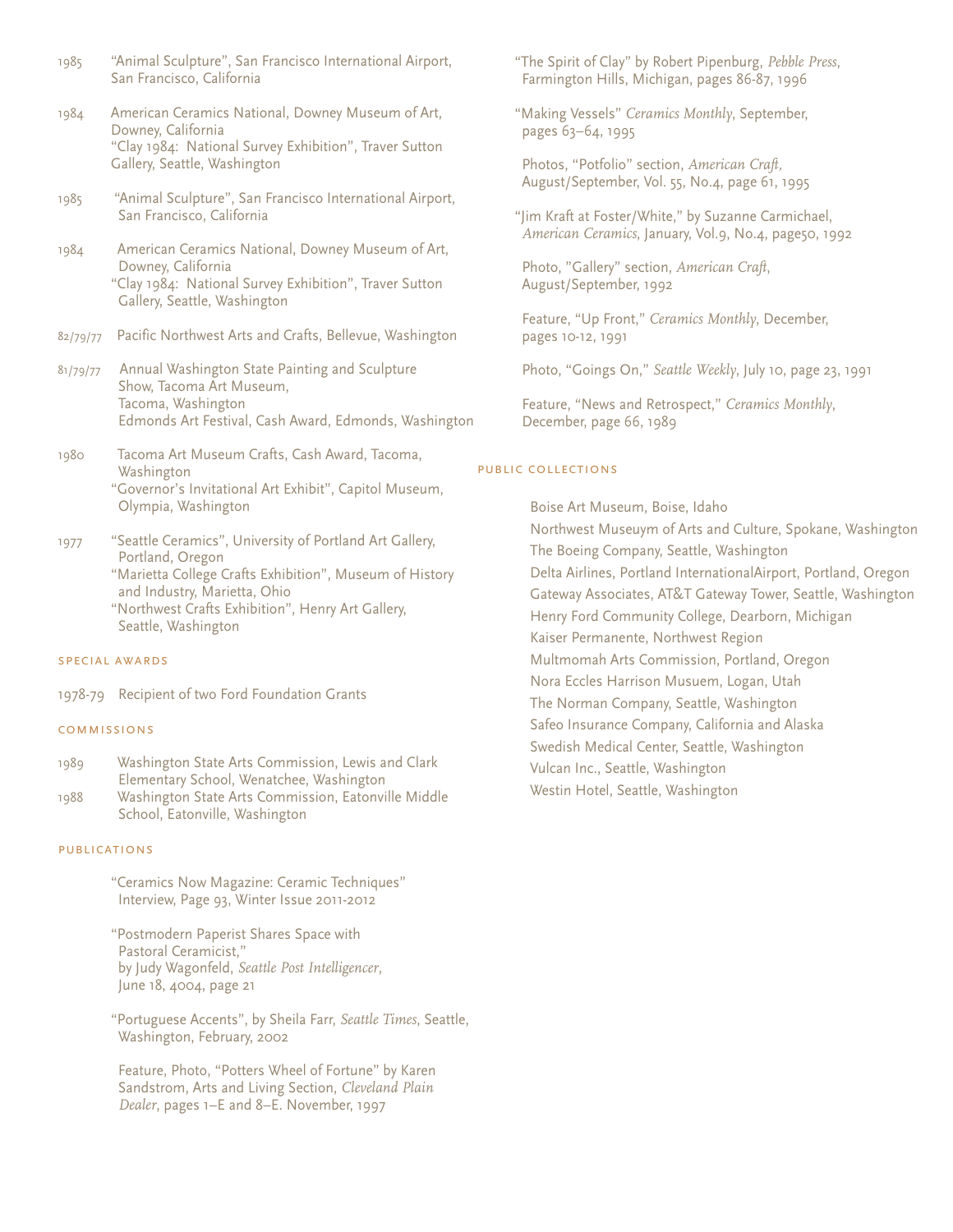1985 "Animal Sculpture", San Francisco International Airport, San Francisco, California

1984 American Ceramics National, Downey Museum of Art, Downey, California
"Clay 1984: National Survey Exhibition", Traver Sutton Gallery, Seattle, Washington

1985 "Animal Sculpture", San Francisco International Airport, San Francisco, California

1984 American Ceramics National, Downey Museum of Art, Downey, California
"Clay 1984: National Survey Exhibition", Traver Sutton Gallery, Seattle, Washington

82/79/77 Pacific Northwest Arts and Crafts, Bellevue, Washington

81/79/77 Annual Washington State Painting and Sculpture Show, Tacoma Art Museum, Tacoma, Washington
Edmonds Art Festival, Cash Award, Edmonds, Washington

1980 Tacoma Art Museum Crafts, Cash Award, Tacoma, Washington
"Governor's Invitational Art Exhibit", Capitol Museum, Olympia, Washington

1977 "Seattle Ceramics", University of Portland Art Gallery, Portland, Oregon
"Marietta College Crafts Exhibition", Museum of History and Industry, Marietta, Ohio
"Northwest Crafts Exhibition", Henry Art Gallery, Seattle, Washington

## SPECIAL AWARDS

1978-79 Recipient of two Ford Foundation Grants

## COMMISSIONS

1989 Washington State Arts Commission, Lewis and Clark Elementary School, Wenatchee, Washington

1988 Washington State Arts Commission, Eatonville Middle School, Eatonville, Washington

## PUBLICATIONS

"Ceramics Now Magazine: Ceramic Techniques" Interview, Page 93, Winter Issue 2011-2012

"Postmodern Paperist Shares Space with Pastoral Ceramicist," by Judy Wagonfeld, *Seattle Post Intelligencer*, June 18, 4004, page 21

"Portuguese Accents", by Sheila Farr, *Seattle Times*, Seattle, Washington, February, 2002

Feature, Photo, "Potters Wheel of Fortune" by Karen Sandstrom, Arts and Living Section, *Cleveland Plain Dealer*, pages 1–E and 8–E. November, 1997

"The Spirit of Clay" by Robert Pipenburg, *Pebble Press*, Farmington Hills, Michigan, pages 86-87, 1996

"Making Vessels" *Ceramics Monthly*, September, pages 63–64, 1995

Photos, "Potfolio" section, *American Craft,* August/September, Vol. 55, No.4, page 61, 1995

"Jim Kraft at Foster/White," by Suzanne Carmichael, *American Ceramics*, January, Vol.9, No.4, page50, 1992

Photo, "Gallery" section, *American Craft*, August/September, 1992

Feature, "Up Front," *Ceramics Monthly*, December, pages 10-12, 1991

Photo, "Goings On," *Seattle Weekly*, July 10, page 23, 1991

Feature, "News and Retrospect," *Ceramics Monthly*, December, page 66, 1989

## PUBLIC COLLECTIONS

Boise Art Museum, Boise, Idaho
Northwest Museuym of Arts and Culture, Spokane, Washington
The Boeing Company, Seattle, Washington
Delta Airlines, Portland InternationalAirport, Portland, Oregon
Gateway Associates, AT&T Gateway Tower, Seattle, Washington
Henry Ford Community College, Dearborn, Michigan
Kaiser Permanente, Northwest Region
Multmomah Arts Commission, Portland, Oregon
Nora Eccles Harrison Musuem, Logan, Utah
The Norman Company, Seattle, Washington
Safeo Insurance Company, California and Alaska
Swedish Medical Center, Seattle, Washington
Vulcan Inc., Seattle, Washington
Westin Hotel, Seattle, Washington